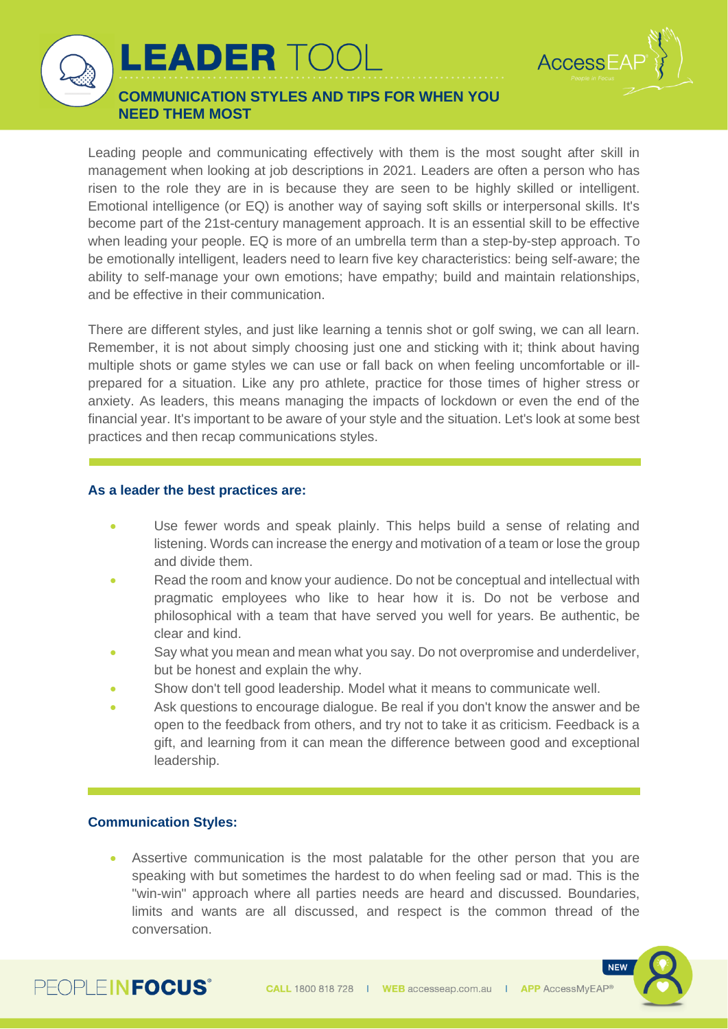# LEADER TOOL

## COMMUNICATION STYLES AND TIPS FOR WHEN YOU NEED THEM MOST

Leading people and communicating effectively with them is the most sought after skill in management when looking at job descriptions in 2021. Leaders are often a person who has risen to the role they are in is because they are seen to be highly skilled or intelligent. Emotional intelligence (or EQ) is another way of saying soft skills or interpersonal skills. It's become part of the 21st-century management approach. It is an essential skill to be effective when leading your people. EQ is more of an umbrella term than a step-by-step approach. To be emotionally intelligent, leaders need to learn five key characteristics: being self-aware; the ability to self-manage your own emotions; have empathy; build and maintain relationships, and be effective in their communication.

There are different styles, and just like learning a tennis shot or golf swing, we can all learn. Remember, it is not about simply choosing just one and sticking with it; think about having multiple shots or game styles we can use or fall back on when feeling uncomfortable or ill-prepared for a situation. Like any pro athlete, practice for those times of higher stress or anxiety. As leaders, this means managing the impacts of lockdown or even the end of the financial year. It's important to be aware of your style and the situation. Let's look at some best practices and then recap communications styles.

### As a leader the best practices are:

- Use fewer words and speak plainly. This helps build a sense of relating and listening. Words can increase the energy and motivation of a team or lose the group and divide them.
- Read the room and know your audience. Do not be conceptual and intellectual with pragmatic employees who like to hear how it is. Do not be verbose and philosophical with a team that have served you well for years. Be authentic, be clear and kind.
- Say what you mean and mean what you say. Do not overpromise and underdeliver, but be honest and explain the why.
- Show don't tell good leadership. Model what it means to communicate well.
- Ask questions to encourage dialogue. Be real if you don't know the answer and be open to the feedback from others, and try not to take it as criticism. Feedback is a gift, and learning from it can mean the difference between good and exceptional leadership.

### Communication Styles:

- Assertive communication is the most palatable for the other person that you are speaking with but sometimes the hardest to do when feeling sad or mad. This is the "win-win" approach where all parties needs are heard and discussed. Boundaries, limits and wants are all discussed, and respect is the common thread of the conversation.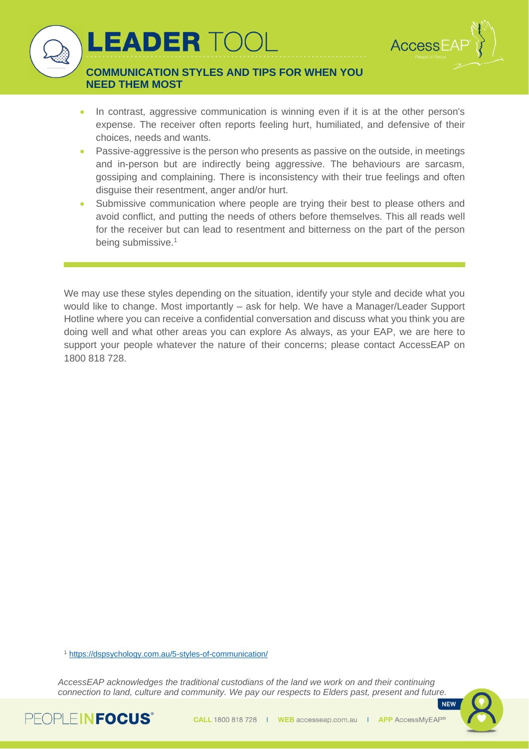- In contrast, aggressive communication is winning even if it is at the other person's expense. The receiver often reports feeling hurt, humiliated, and defensive of their choices, needs and wants.
- Passive-aggressive is the person who presents as passive on the outside, in meetings and in-person but are indirectly being aggressive. The behaviours are sarcasm, gossiping and complaining. There is inconsistency with their true feelings and often disguise their resentment, anger and/or hurt.
- Submissive communication where people are trying their best to please others and avoid conflict, and putting the needs of others before themselves. This all reads well for the receiver but can lead to resentment and bitterness on the part of the person being submissive.[1]

---

We may use these styles depending on the situation, identify your style and decide what you would like to change. Most importantly – ask for help. We have a Manager/Leader Support Hotline where you can receive a confidential conversation and discuss what you think you are doing well and what other areas you can explore As always, as your EAP, we are here to support your people whatever the nature of their concerns; please contact AccessEAP on 1800 818 728.

[1] https://dspsychology.com.au/5-styles-of-communication/

*AccessEAP acknowledges the traditional custodians of the land we work on and their continuing connection to land, culture and community. We pay our respects to Elders past, present and future.*